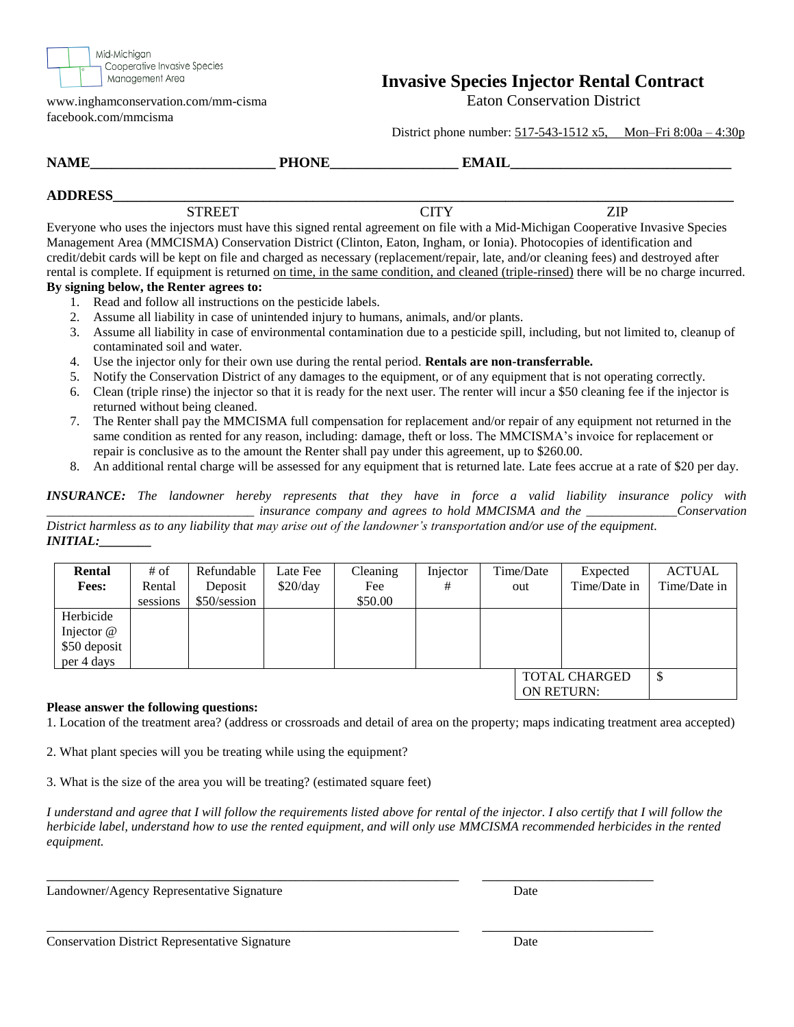Mid-Michigan Cooperative Invasive Species Management Area

www.inghamconservation.com/mm-cisma
facebook.com/mmcisma

# Invasive Species Injector Rental Contract

Eaton Conservation District

District phone number: 517-543-1512 x5, Mon–Fri 8:00a – 4:30p

**NAME**__________________________ **PHONE**__________________ **EMAIL**_______________________________

**ADDRESS**_______________________________________________________________________________
STREET CITY ZIP

Everyone who uses the injectors must have this signed rental agreement on file with a Mid-Michigan Cooperative Invasive Species Management Area (MMCISMA) Conservation District (Clinton, Eaton, Ingham, or Ionia). Photocopies of identification and credit/debit cards will be kept on file and charged as necessary (replacement/repair, late, and/or cleaning fees) and destroyed after rental is complete. If equipment is returned on time, in the same condition, and cleaned (triple-rinsed) there will be no charge incurred.

**By signing below, the Renter agrees to:**

1. Read and follow all instructions on the pesticide labels.
2. Assume all liability in case of unintended injury to humans, animals, and/or plants.
3. Assume all liability in case of environmental contamination due to a pesticide spill, including, but not limited to, cleanup of contaminated soil and water.
4. Use the injector only for their own use during the rental period. **Rentals are non-transferrable.**
5. Notify the Conservation District of any damages to the equipment, or of any equipment that is not operating correctly.
6. Clean (triple rinse) the injector so that it is ready for the next user. The renter will incur a $50 cleaning fee if the injector is returned without being cleaned.
7. The Renter shall pay the MMCISMA full compensation for replacement and/or repair of any equipment not returned in the same condition as rented for any reason, including: damage, theft or loss. The MMCISMA's invoice for replacement or repair is conclusive as to the amount the Renter shall pay under this agreement, up to $260.00.
8. An additional rental charge will be assessed for any equipment that is returned late. Late fees accrue at a rate of $20 per day.

***INSURANCE:*** *The landowner hereby represents that they have in force a valid liability insurance policy with \_\_\_\_\_\_\_\_\_\_\_\_\_\_\_\_\_\_\_\_\_\_\_\_\_\_\_\_\_\_\_ insurance company and agrees to hold MMCISMA and the \_\_\_\_\_\_\_\_\_\_\_\_\_\_Conservation District harmless as to any liability that may arise out of the landowner's transportation and/or use of the equipment.*
***INITIAL:\_\_\_\_\_\_\_\_***

| **Rental Fees:** | # of Rental sessions | Refundable Deposit $50/session | Late Fee $20/day | Cleaning Fee $50.00 | Injector # | Time/Date out | Expected Time/Date in | ACTUAL Time/Date in |
|---|---|---|---|---|---|---|---|---|
| Herbicide Injector @ $50 deposit per 4 days | | | | | | | | |
| | | | | | | | TOTAL CHARGED ON RETURN: | $ |

**Please answer the following questions:**

1. Location of the treatment area? (address or crossroads and detail of area on the property; maps indicating treatment area accepted)

2. What plant species will you be treating while using the equipment?

3. What is the size of the area you will be treating? (estimated square feet)

*I understand and agree that I will follow the requirements listed above for rental of the injector. I also certify that I will follow the herbicide label, understand how to use the rented equipment, and will only use MMCISMA recommended herbicides in the rented equipment.*

_______________________________________________ ______________________
Landowner/Agency Representative Signature Date

_______________________________________________ ______________________
Conservation District Representative Signature Date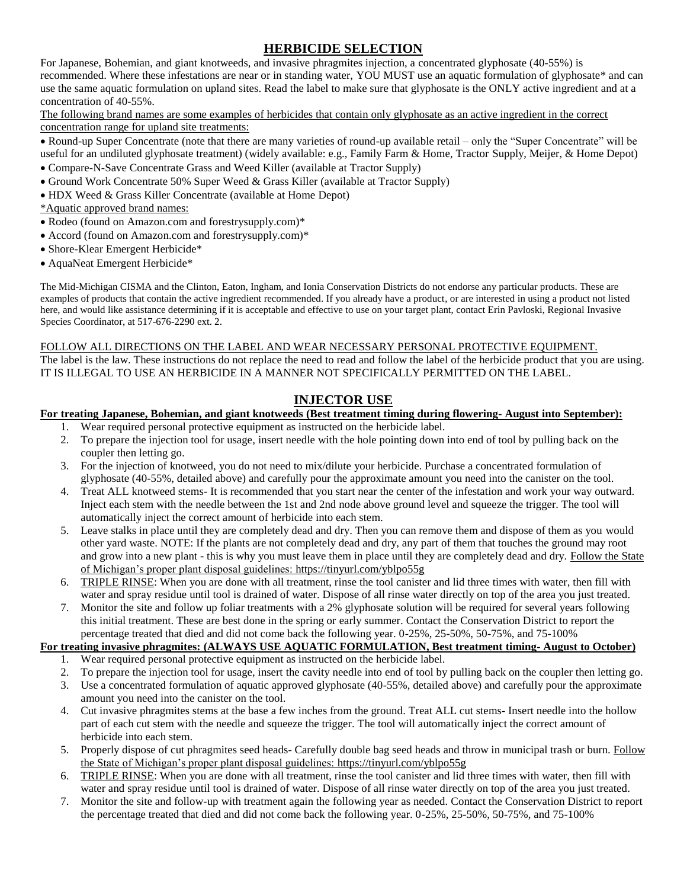## HERBICIDE SELECTION

For Japanese, Bohemian, and giant knotweeds, and invasive phragmites injection, a concentrated glyphosate (40-55%) is recommended. Where these infestations are near or in standing water, YOU MUST use an aquatic formulation of glyphosate* and can use the same aquatic formulation on upland sites. Read the label to make sure that glyphosate is the ONLY active ingredient and at a concentration of 40-55%.

The following brand names are some examples of herbicides that contain only glyphosate as an active ingredient in the correct concentration range for upland site treatments:

- Round-up Super Concentrate (note that there are many varieties of round-up available retail – only the "Super Concentrate" will be useful for an undiluted glyphosate treatment) (widely available: e.g., Family Farm & Home, Tractor Supply, Meijer, & Home Depot)
- Compare-N-Save Concentrate Grass and Weed Killer (available at Tractor Supply)
- Ground Work Concentrate 50% Super Weed & Grass Killer (available at Tractor Supply)
- HDX Weed & Grass Killer Concentrate (available at Home Depot)

*Aquatic approved brand names:

- Rodeo (found on Amazon.com and forestrysupply.com)*
- Accord (found on Amazon.com and forestrysupply.com)*
- Shore-Klear Emergent Herbicide*
- AquaNeat Emergent Herbicide*

The Mid-Michigan CISMA and the Clinton, Eaton, Ingham, and Ionia Conservation Districts do not endorse any particular products. These are examples of products that contain the active ingredient recommended. If you already have a product, or are interested in using a product not listed here, and would like assistance determining if it is acceptable and effective to use on your target plant, contact Erin Pavloski, Regional Invasive Species Coordinator, at 517-676-2290 ext. 2.

FOLLOW ALL DIRECTIONS ON THE LABEL AND WEAR NECESSARY PERSONAL PROTECTIVE EQUIPMENT.
The label is the law. These instructions do not replace the need to read and follow the label of the herbicide product that you are using. IT IS ILLEGAL TO USE AN HERBICIDE IN A MANNER NOT SPECIFICALLY PERMITTED ON THE LABEL.

## INJECTOR USE

**For treating Japanese, Bohemian, and giant knotweeds (Best treatment timing during flowering- August into September):**

1. Wear required personal protective equipment as instructed on the herbicide label.
2. To prepare the injection tool for usage, insert needle with the hole pointing down into end of tool by pulling back on the coupler then letting go.
3. For the injection of knotweed, you do not need to mix/dilute your herbicide. Purchase a concentrated formulation of glyphosate (40-55%, detailed above) and carefully pour the approximate amount you need into the canister on the tool.
4. Treat ALL knotweed stems- It is recommended that you start near the center of the infestation and work your way outward. Inject each stem with the needle between the 1st and 2nd node above ground level and squeeze the trigger. The tool will automatically inject the correct amount of herbicide into each stem.
5. Leave stalks in place until they are completely dead and dry. Then you can remove them and dispose of them as you would other yard waste. NOTE: If the plants are not completely dead and dry, any part of them that touches the ground may root and grow into a new plant - this is why you must leave them in place until they are completely dead and dry. Follow the State of Michigan's proper plant disposal guidelines: https://tinyurl.com/yblpo55g
6. TRIPLE RINSE: When you are done with all treatment, rinse the tool canister and lid three times with water, then fill with water and spray residue until tool is drained of water. Dispose of all rinse water directly on top of the area you just treated.
7. Monitor the site and follow up foliar treatments with a 2% glyphosate solution will be required for several years following this initial treatment. These are best done in the spring or early summer. Contact the Conservation District to report the percentage treated that died and did not come back the following year. 0-25%, 25-50%, 50-75%, and 75-100%

**For treating invasive phragmites: (ALWAYS USE AQUATIC FORMULATION, Best treatment timing- August to October)**

1. Wear required personal protective equipment as instructed on the herbicide label.
2. To prepare the injection tool for usage, insert the cavity needle into end of tool by pulling back on the coupler then letting go.
3. Use a concentrated formulation of aquatic approved glyphosate (40-55%, detailed above) and carefully pour the approximate amount you need into the canister on the tool.
4. Cut invasive phragmites stems at the base a few inches from the ground. Treat ALL cut stems- Insert needle into the hollow part of each cut stem with the needle and squeeze the trigger. The tool will automatically inject the correct amount of herbicide into each stem.
5. Properly dispose of cut phragmites seed heads- Carefully double bag seed heads and throw in municipal trash or burn. Follow the State of Michigan's proper plant disposal guidelines: https://tinyurl.com/yblpo55g
6. TRIPLE RINSE: When you are done with all treatment, rinse the tool canister and lid three times with water, then fill with water and spray residue until tool is drained of water. Dispose of all rinse water directly on top of the area you just treated.
7. Monitor the site and follow-up with treatment again the following year as needed. Contact the Conservation District to report the percentage treated that died and did not come back the following year. 0-25%, 25-50%, 50-75%, and 75-100%